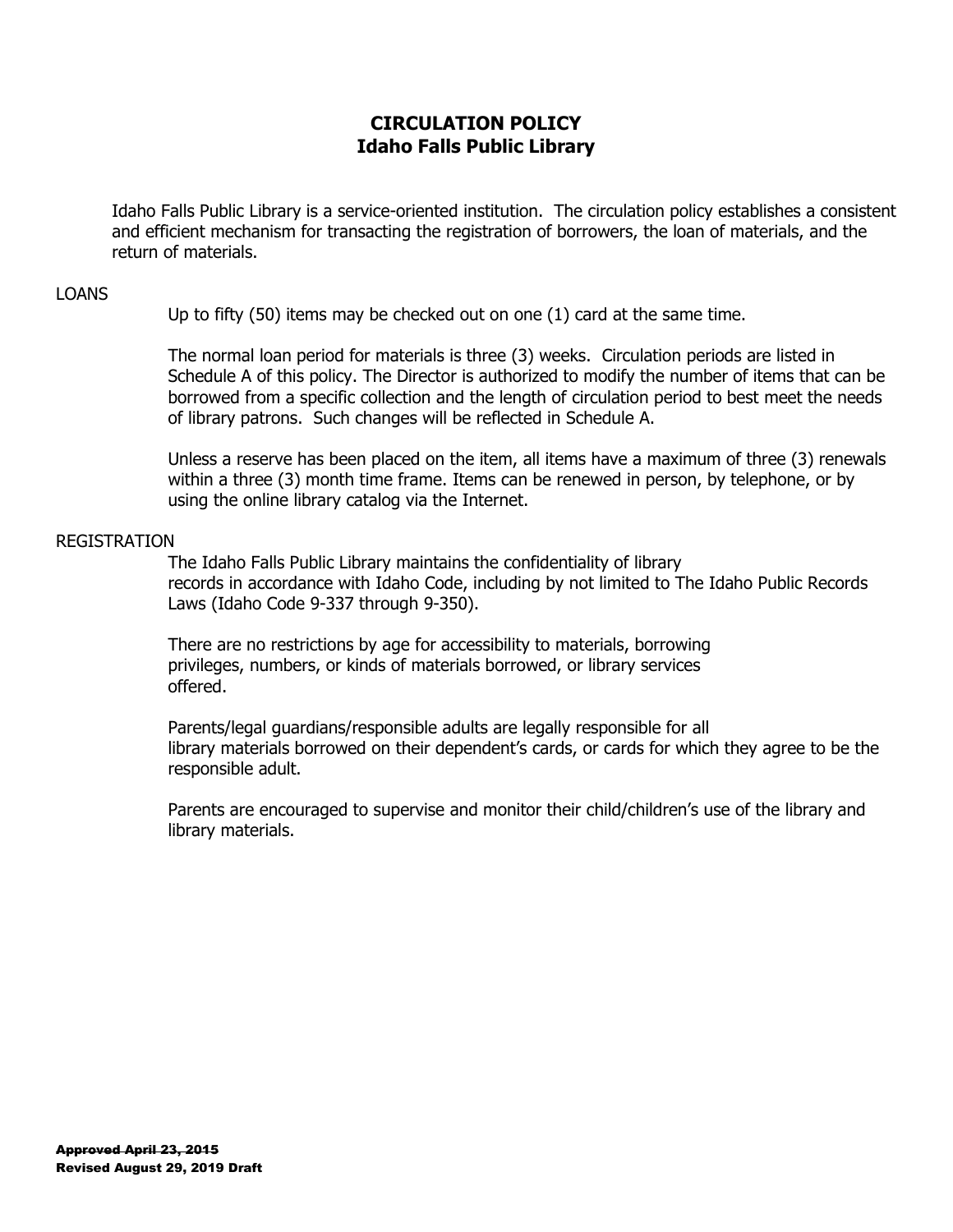# CIRCULATION POLICY
## Idaho Falls Public Library

Idaho Falls Public Library is a service-oriented institution. The circulation policy establishes a consistent and efficient mechanism for transacting the registration of borrowers, the loan of materials, and the return of materials.

LOANS

Up to fifty (50) items may be checked out on one (1) card at the same time.

The normal loan period for materials is three (3) weeks. Circulation periods are listed in Schedule A of this policy. The Director is authorized to modify the number of items that can be borrowed from a specific collection and the length of circulation period to best meet the needs of library patrons. Such changes will be reflected in Schedule A.

Unless a reserve has been placed on the item, all items have a maximum of three (3) renewals within a three (3) month time frame. Items can be renewed in person, by telephone, or by using the online library catalog via the Internet.

REGISTRATION

The Idaho Falls Public Library maintains the confidentiality of library records in accordance with Idaho Code, including by not limited to The Idaho Public Records Laws (Idaho Code 9-337 through 9-350).

There are no restrictions by age for accessibility to materials, borrowing privileges, numbers, or kinds of materials borrowed, or library services offered.

Parents/legal guardians/responsible adults are legally responsible for all library materials borrowed on their dependent's cards, or cards for which they agree to be the responsible adult.

Parents are encouraged to supervise and monitor their child/children's use of the library and library materials.

**~~Approved April 23, 2015~~**
**Revised August 29, 2019 Draft**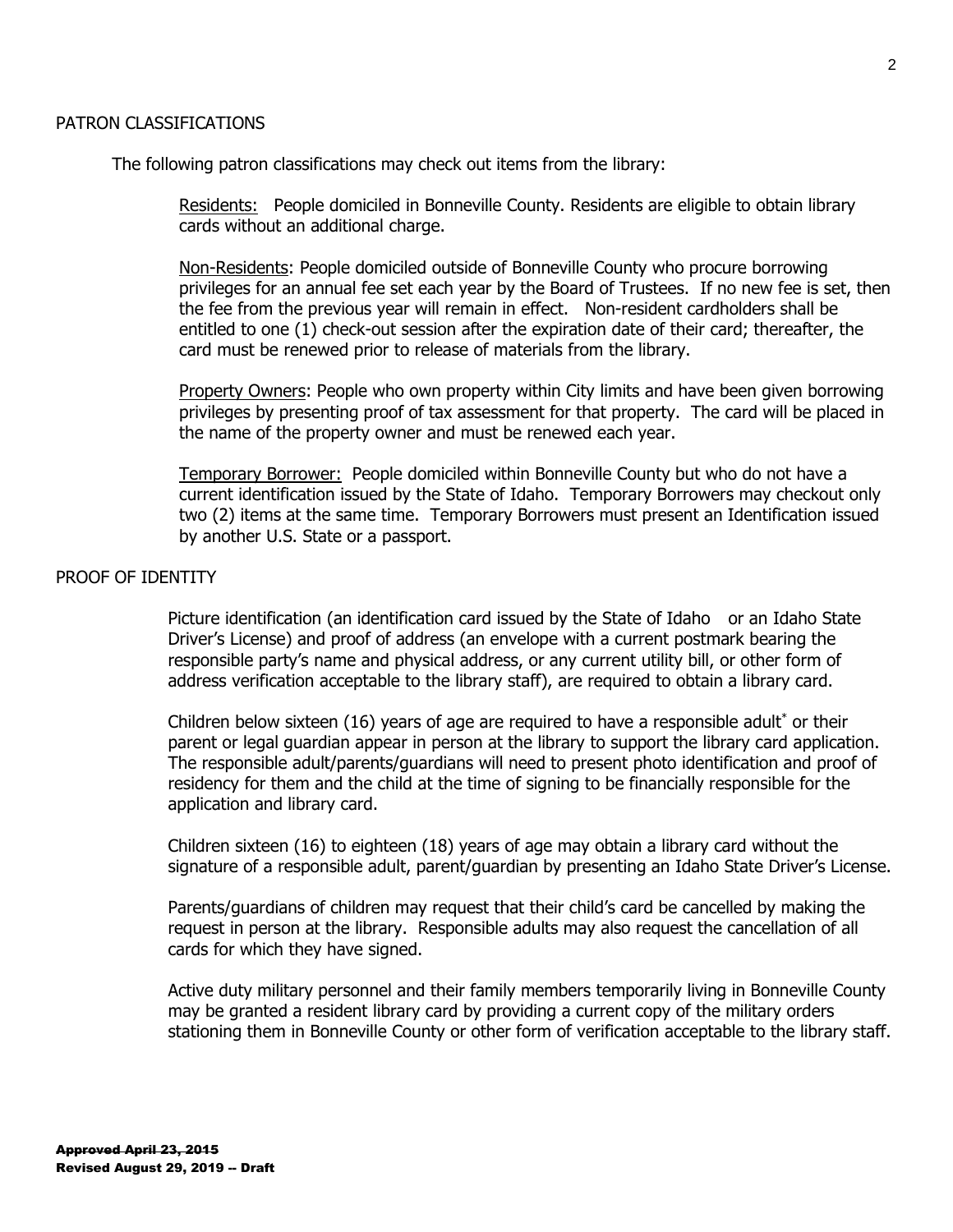## PATRON CLASSIFICATIONS

The following patron classifications may check out items from the library:

Residents: People domiciled in Bonneville County. Residents are eligible to obtain library cards without an additional charge.

Non-Residents: People domiciled outside of Bonneville County who procure borrowing privileges for an annual fee set each year by the Board of Trustees. If no new fee is set, then the fee from the previous year will remain in effect. Non-resident cardholders shall be entitled to one (1) check-out session after the expiration date of their card; thereafter, the card must be renewed prior to release of materials from the library.

Property Owners: People who own property within City limits and have been given borrowing privileges by presenting proof of tax assessment for that property. The card will be placed in the name of the property owner and must be renewed each year.

Temporary Borrower: People domiciled within Bonneville County but who do not have a current identification issued by the State of Idaho. Temporary Borrowers may checkout only two (2) items at the same time. Temporary Borrowers must present an Identification issued by another U.S. State or a passport.

## PROOF OF IDENTITY

Picture identification (an identification card issued by the State of Idaho or an Idaho State Driver's License) and proof of address (an envelope with a current postmark bearing the responsible party's name and physical address, or any current utility bill, or other form of address verification acceptable to the library staff), are required to obtain a library card.

Children below sixteen (16) years of age are required to have a responsible adult* or their parent or legal guardian appear in person at the library to support the library card application. The responsible adult/parents/guardians will need to present photo identification and proof of residency for them and the child at the time of signing to be financially responsible for the application and library card.

Children sixteen (16) to eighteen (18) years of age may obtain a library card without the signature of a responsible adult, parent/guardian by presenting an Idaho State Driver's License.

Parents/guardians of children may request that their child's card be cancelled by making the request in person at the library. Responsible adults may also request the cancellation of all cards for which they have signed.

Active duty military personnel and their family members temporarily living in Bonneville County may be granted a resident library card by providing a current copy of the military orders stationing them in Bonneville County or other form of verification acceptable to the library staff.

~~**Approved April 23, 2015**~~
**Revised August 29, 2019 -- Draft**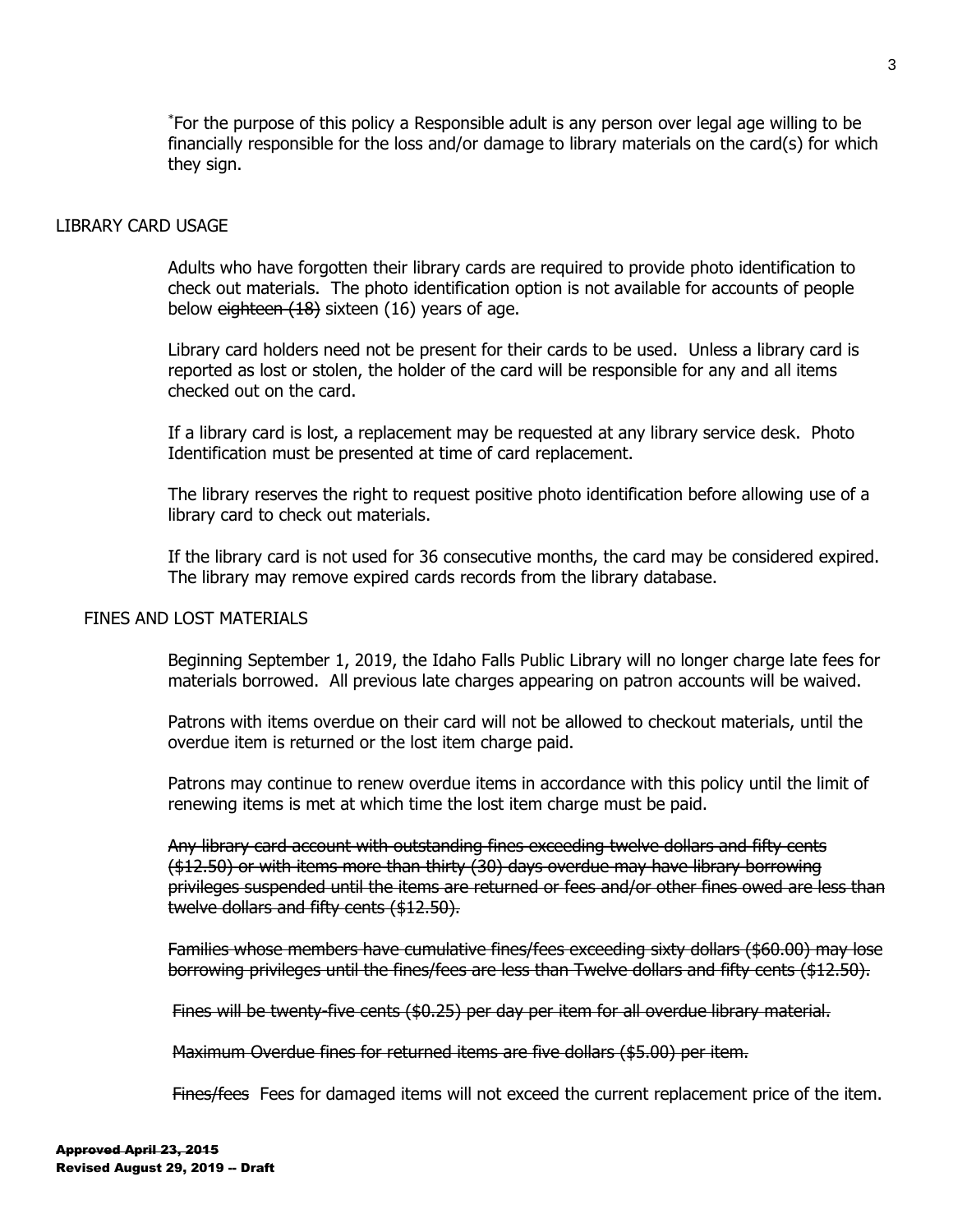*For the purpose of this policy a Responsible adult is any person over legal age willing to be financially responsible for the loss and/or damage to library materials on the card(s) for which they sign.

## LIBRARY CARD USAGE

Adults who have forgotten their library cards are required to provide photo identification to check out materials. The photo identification option is not available for accounts of people below ~~eighteen (18)~~ sixteen (16) years of age.

Library card holders need not be present for their cards to be used. Unless a library card is reported as lost or stolen, the holder of the card will be responsible for any and all items checked out on the card.

If a library card is lost, a replacement may be requested at any library service desk. Photo Identification must be presented at time of card replacement.

The library reserves the right to request positive photo identification before allowing use of a library card to check out materials.

If the library card is not used for 36 consecutive months, the card may be considered expired. The library may remove expired cards records from the library database.

## FINES AND LOST MATERIALS

Beginning September 1, 2019, the Idaho Falls Public Library will no longer charge late fees for materials borrowed. All previous late charges appearing on patron accounts will be waived.

Patrons with items overdue on their card will not be allowed to checkout materials, until the overdue item is returned or the lost item charge paid.

Patrons may continue to renew overdue items in accordance with this policy until the limit of renewing items is met at which time the lost item charge must be paid.

~~Any library card account with outstanding fines exceeding twelve dollars and fifty cents ($12.50) or with items more than thirty (30) days overdue may have library borrowing privileges suspended until the items are returned or fees and/or other fines owed are less than twelve dollars and fifty cents ($12.50).~~

~~Families whose members have cumulative fines/fees exceeding sixty dollars ($60.00) may lose borrowing privileges until the fines/fees are less than Twelve dollars and fifty cents ($12.50).~~

~~Fines will be twenty-five cents ($0.25) per day per item for all overdue library material.~~

~~Maximum Overdue fines for returned items are five dollars ($5.00) per item.~~

~~Fines/fees~~ Fees for damaged items will not exceed the current replacement price of the item.

~~**Approved April 23, 2015**~~
**Revised August 29, 2019 -- Draft**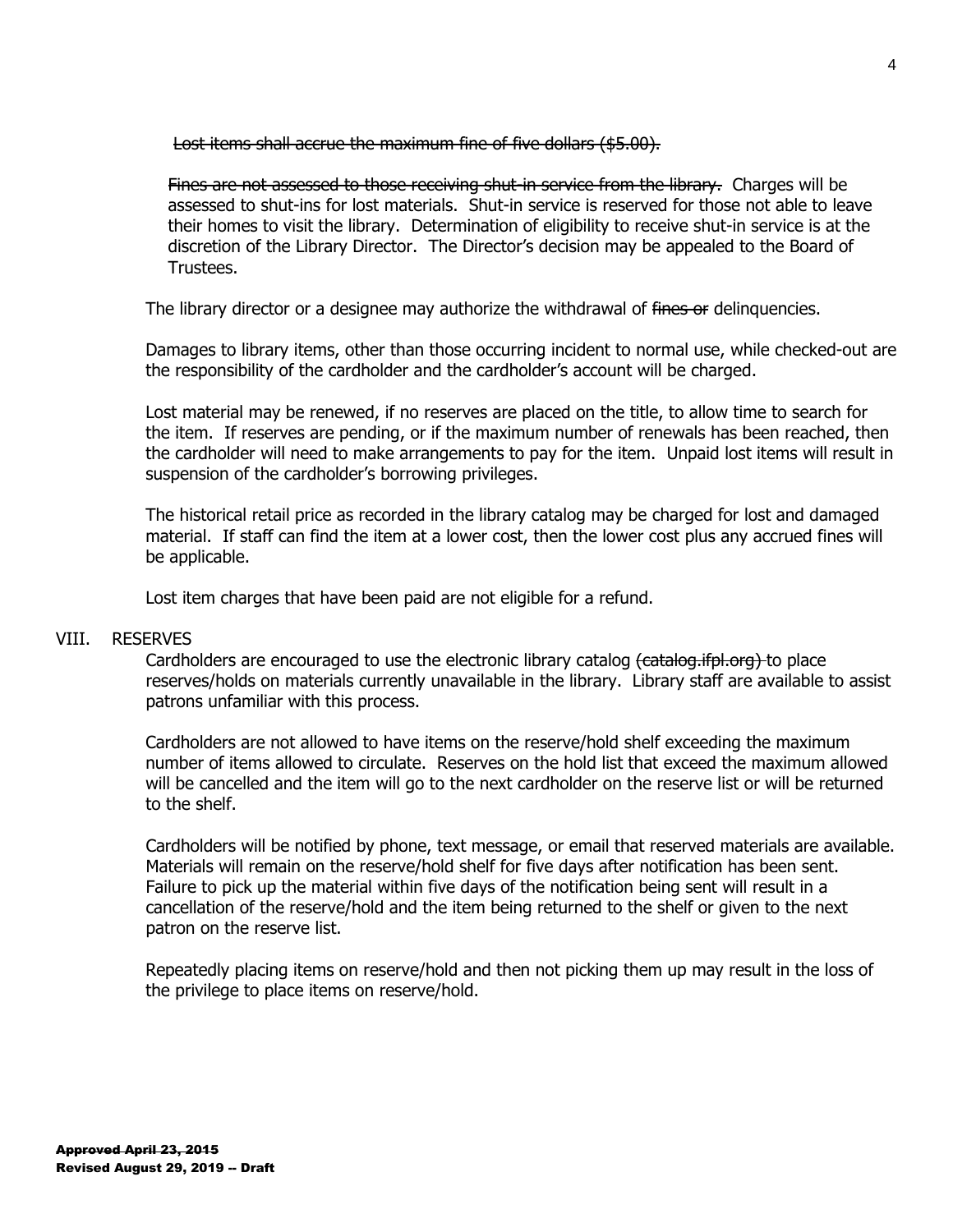~~Lost items shall accrue the maximum fine of five dollars ($5.00).~~

~~Fines are not assessed to those receiving shut-in service from the library.~~ Charges will be assessed to shut-ins for lost materials. Shut-in service is reserved for those not able to leave their homes to visit the library. Determination of eligibility to receive shut-in service is at the discretion of the Library Director. The Director's decision may be appealed to the Board of Trustees.

The library director or a designee may authorize the withdrawal of ~~fines or~~ delinquencies.

Damages to library items, other than those occurring incident to normal use, while checked-out are the responsibility of the cardholder and the cardholder's account will be charged.

Lost material may be renewed, if no reserves are placed on the title, to allow time to search for the item. If reserves are pending, or if the maximum number of renewals has been reached, then the cardholder will need to make arrangements to pay for the item. Unpaid lost items will result in suspension of the cardholder's borrowing privileges.

The historical retail price as recorded in the library catalog may be charged for lost and damaged material. If staff can find the item at a lower cost, then the lower cost plus any accrued fines will be applicable.

Lost item charges that have been paid are not eligible for a refund.

## VIII. RESERVES

Cardholders are encouraged to use the electronic library catalog ~~(catalog.ifpl.org)~~ to place reserves/holds on materials currently unavailable in the library. Library staff are available to assist patrons unfamiliar with this process.

Cardholders are not allowed to have items on the reserve/hold shelf exceeding the maximum number of items allowed to circulate. Reserves on the hold list that exceed the maximum allowed will be cancelled and the item will go to the next cardholder on the reserve list or will be returned to the shelf.

Cardholders will be notified by phone, text message, or email that reserved materials are available. Materials will remain on the reserve/hold shelf for five days after notification has been sent. Failure to pick up the material within five days of the notification being sent will result in a cancellation of the reserve/hold and the item being returned to the shelf or given to the next patron on the reserve list.

Repeatedly placing items on reserve/hold and then not picking them up may result in the loss of the privilege to place items on reserve/hold.

**~~Approved April 23, 2015~~**
**Revised August 29, 2019 -- Draft**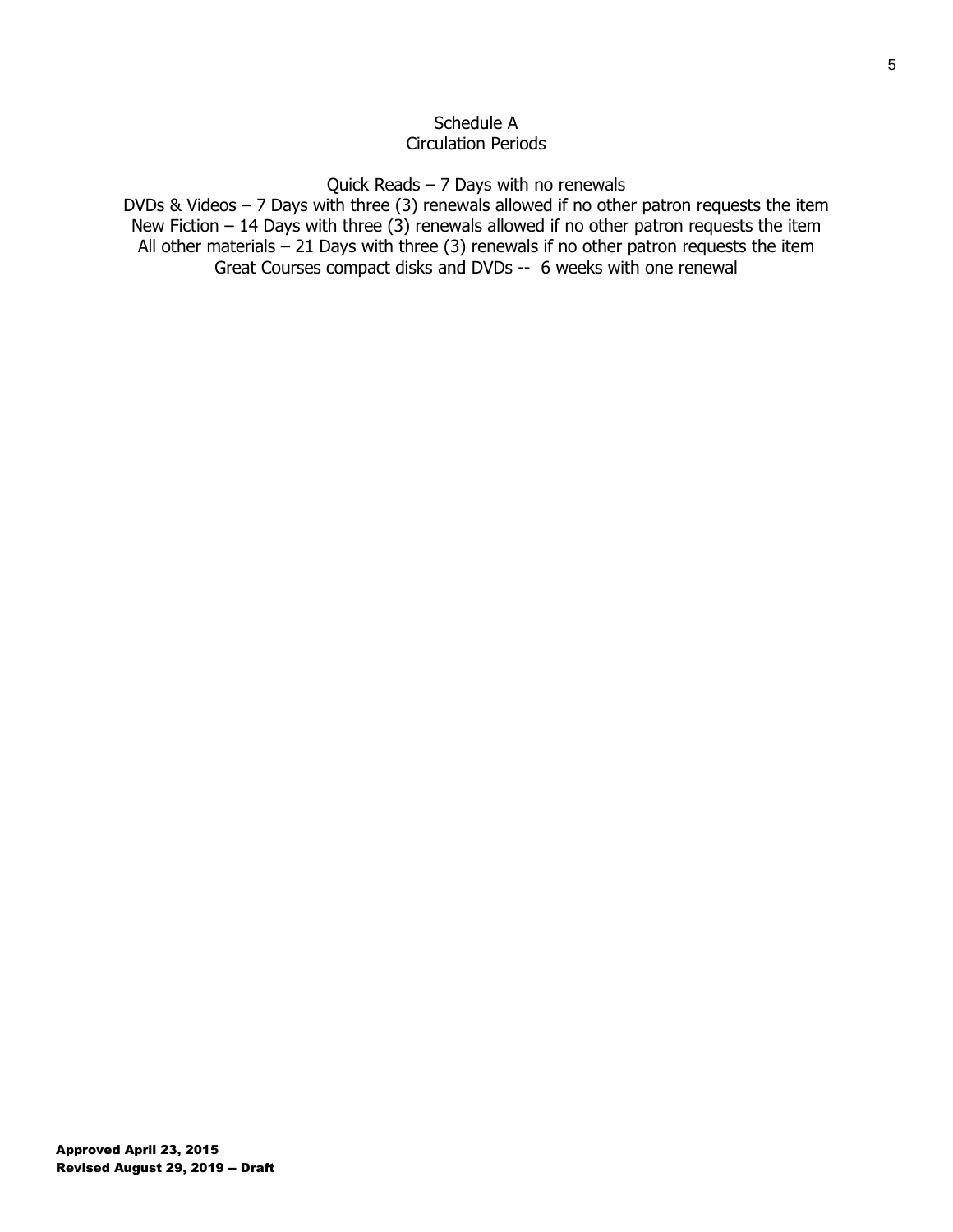## Schedule A
## Circulation Periods

Quick Reads – 7 Days with no renewals

DVDs & Videos – 7 Days with three (3) renewals allowed if no other patron requests the item

New Fiction – 14 Days with three (3) renewals allowed if no other patron requests the item

All other materials – 21 Days with three (3) renewals if no other patron requests the item

Great Courses compact disks and DVDs -- 6 weeks with one renewal